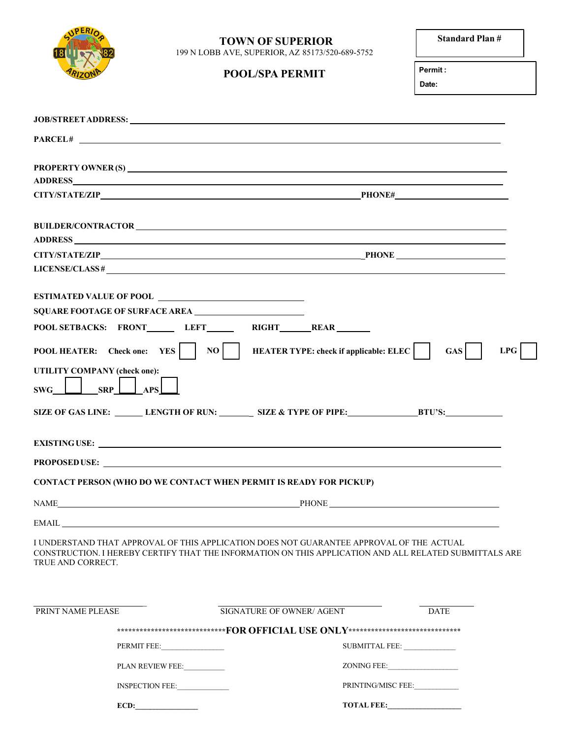# TOWN OF SUPERIOR

199 N LOBB AVE, SUPERIOR, AZ 85173/520-689-5752

## POOL/SPA PERMIT

**Standard Plan #**

**Permit :**

**Date:**

**JOB/STREET ADDRESS:** ____________________

**PARCEL#** ____________________

**PROPERTY OWNER (S)** ____________________

**ADDRESS** ____________________

**CITY/STATE/ZIP** ____________________ **PHONE#** ____________________

**BUILDER/CONTRACTOR** ____________________

**ADDRESS** ____________________

**CITY/STATE/ZIP** ____________________ **PHONE** ____________________

**LICENSE/CLASS#** ____________________

**ESTIMATED VALUE OF POOL** ____________________

**SQUARE FOOTAGE OF SURFACE AREA** ____________________

**POOL SETBACKS: FRONT**______ **LEFT**______ **RIGHT**______ **REAR**______

**POOL HEATER: Check one: YES** ☐ **NO** ☐ **HEATER TYPE: check if applicable: ELEC** ☐ **GAS** ☐ **LPG** ☐

**UTILITY COMPANY (check one):**

**SWG** ☐ **SRP** ☐ **APS** ☐

**SIZE OF GAS LINE:** ______ **LENGTH OF RUN:** ______ **SIZE & TYPE OF PIPE:** ______ **BTU'S:** ______

**EXISTING USE:** ____________________

**PROPOSED USE:** ____________________

**CONTACT PERSON (WHO DO WE CONTACT WHEN PERMIT IS READY FOR PICKUP)**

NAME____________________ PHONE ____________________

EMAIL ____________________

I UNDERSTAND THAT APPROVAL OF THIS APPLICATION DOES NOT GUARANTEE APPROVAL OF THE ACTUAL CONSTRUCTION. I HEREBY CERTIFY THAT THE INFORMATION ON THIS APPLICATION AND ALL RELATED SUBMITTALS ARE TRUE AND CORRECT.

____________________ ____________________ ____________________

PRINT NAME PLEASE SIGNATURE OF OWNER/ AGENT DATE

******************************FOR OFFICIAL USE ONLY******************************

PERMIT FEE:________________ SUBMITTAL FEE: ______________

PLAN REVIEW FEE:__________ ZONING FEE:__________________

INSPECTION FEE:_____________ PRINTING/MISC FEE:___________

**ECD:**________________ **TOTAL FEE:**__________________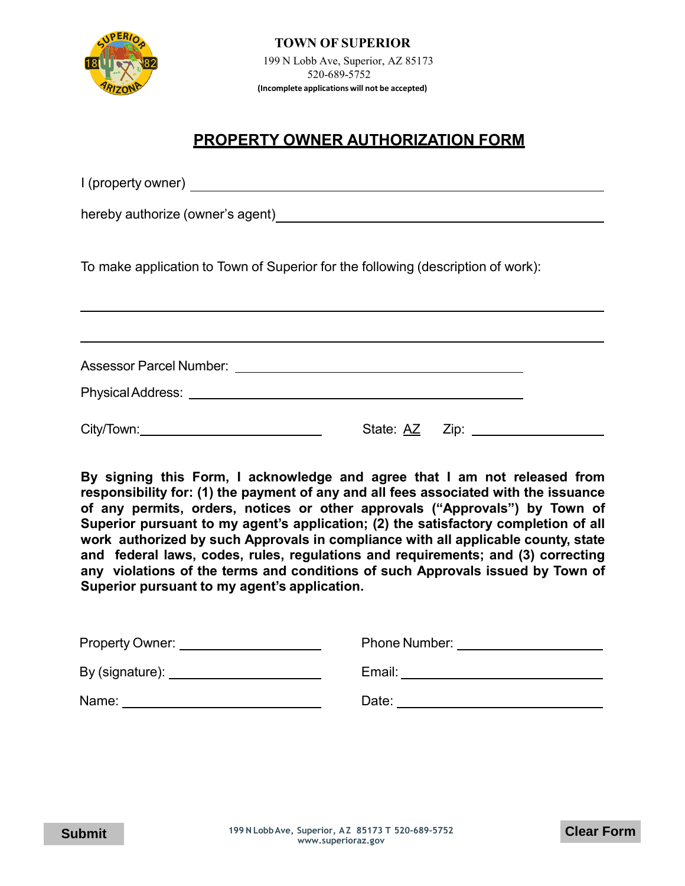**TOWN OF SUPERIOR**

199 N Lobb Ave, Superior, AZ 85173

520-689-5752

**(Incomplete applications will not be accepted)**

# PROPERTY OWNER AUTHORIZATION FORM

I (property owner) ______________________________________________

hereby authorize (owner's agent) ______________________________________________

To make application to Town of Superior for the following (description of work):

______________________________________________

______________________________________________

Assessor Parcel Number: ______________________________

Physical Address: ______________________________

City/Town: ____________________ State: AZ Zip: ______________

**By signing this Form, I acknowledge and agree that I am not released from responsibility for: (1) the payment of any and all fees associated with the issuance of any permits, orders, notices or other approvals ("Approvals") by Town of Superior pursuant to my agent's application; (2) the satisfactory completion of all work authorized by such Approvals in compliance with all applicable county, state and federal laws, codes, rules, regulations and requirements; and (3) correcting any violations of the terms and conditions of such Approvals issued by Town of Superior pursuant to my agent's application.**

Property Owner: ____________________ Phone Number: ____________________

By (signature): ____________________ Email: ____________________

Name: ____________________ Date: ____________________

Submit

199 N Lobb Ave, Superior, AZ 85173 T 520-689-5752
www.superioraz.gov

Clear Form